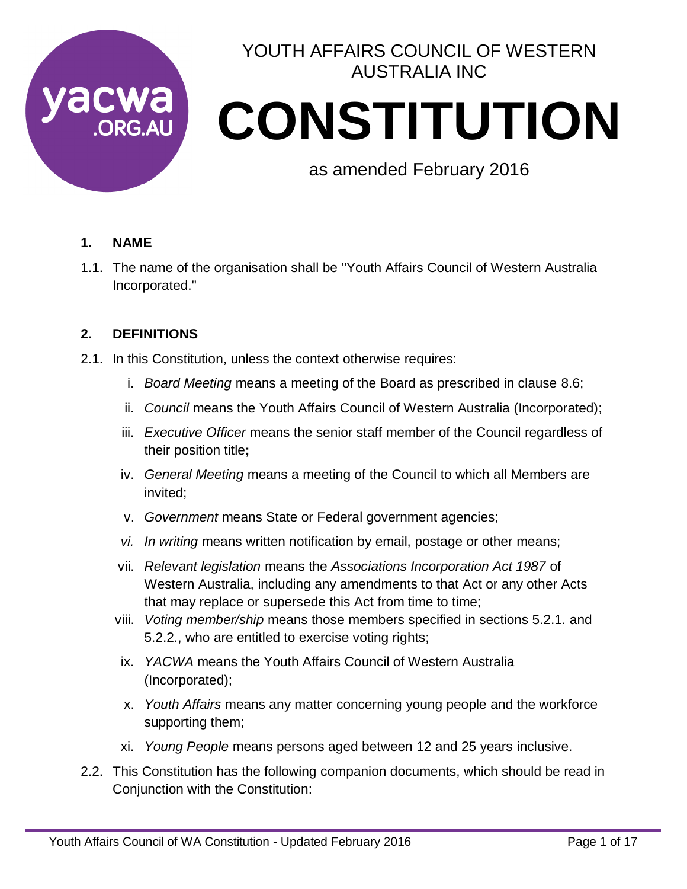YOUTH AFFAIRS COUNCIL OF WESTERN AUSTRALIA INC

# CONSTITUTION

as amended February 2016

## 1. NAME

1.1. The name of the organisation shall be "Youth Affairs Council of Western Australia Incorporated."

## 2. DEFINITIONS

2.1. In this Constitution, unless the context otherwise requires:

i. *Board Meeting* means a meeting of the Board as prescribed in clause 8.6;

ii. *Council* means the Youth Affairs Council of Western Australia (Incorporated);

iii. *Executive Officer* means the senior staff member of the Council regardless of their position title**;**

iv. *General Meeting* means a meeting of the Council to which all Members are invited;

v. *Government* means State or Federal government agencies;

*vi. In writing* means written notification by email, postage or other means;

vii. *Relevant legislation* means the *Associations Incorporation Act 1987* of Western Australia, including any amendments to that Act or any other Acts that may replace or supersede this Act from time to time;

viii. *Voting member/ship* means those members specified in sections 5.2.1. and 5.2.2., who are entitled to exercise voting rights;

ix. *YACWA* means the Youth Affairs Council of Western Australia (Incorporated);

x. *Youth Affairs* means any matter concerning young people and the workforce supporting them;

xi. *Young People* means persons aged between 12 and 25 years inclusive.

2.2. This Constitution has the following companion documents, which should be read in Conjunction with the Constitution: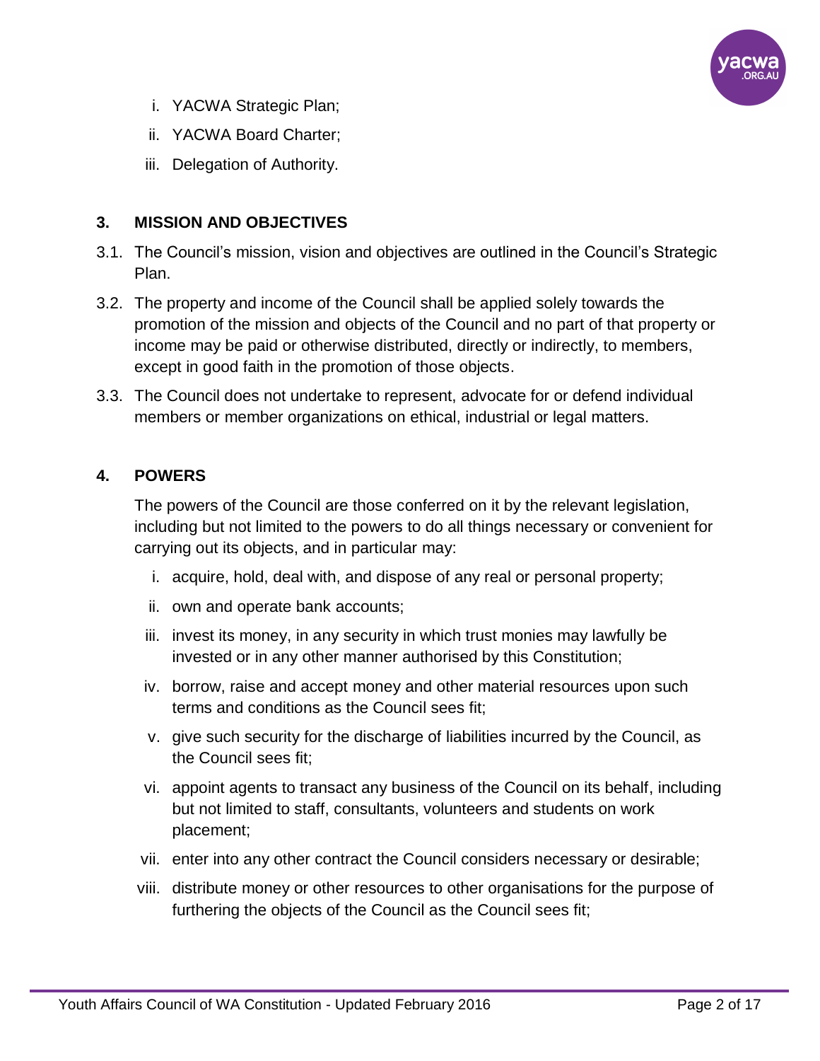i. YACWA Strategic Plan;
ii. YACWA Board Charter;
iii. Delegation of Authority.

## 3. MISSION AND OBJECTIVES

3.1. The Council's mission, vision and objectives are outlined in the Council's Strategic Plan.

3.2. The property and income of the Council shall be applied solely towards the promotion of the mission and objects of the Council and no part of that property or income may be paid or otherwise distributed, directly or indirectly, to members, except in good faith in the promotion of those objects.

3.3. The Council does not undertake to represent, advocate for or defend individual members or member organizations on ethical, industrial or legal matters.

## 4. POWERS

The powers of the Council are those conferred on it by the relevant legislation, including but not limited to the powers to do all things necessary or convenient for carrying out its objects, and in particular may:

i. acquire, hold, deal with, and dispose of any real or personal property;
ii. own and operate bank accounts;
iii. invest its money, in any security in which trust monies may lawfully be invested or in any other manner authorised by this Constitution;
iv. borrow, raise and accept money and other material resources upon such terms and conditions as the Council sees fit;
v. give such security for the discharge of liabilities incurred by the Council, as the Council sees fit;
vi. appoint agents to transact any business of the Council on its behalf, including but not limited to staff, consultants, volunteers and students on work placement;
vii. enter into any other contract the Council considers necessary or desirable;
viii. distribute money or other resources to other organisations for the purpose of furthering the objects of the Council as the Council sees fit;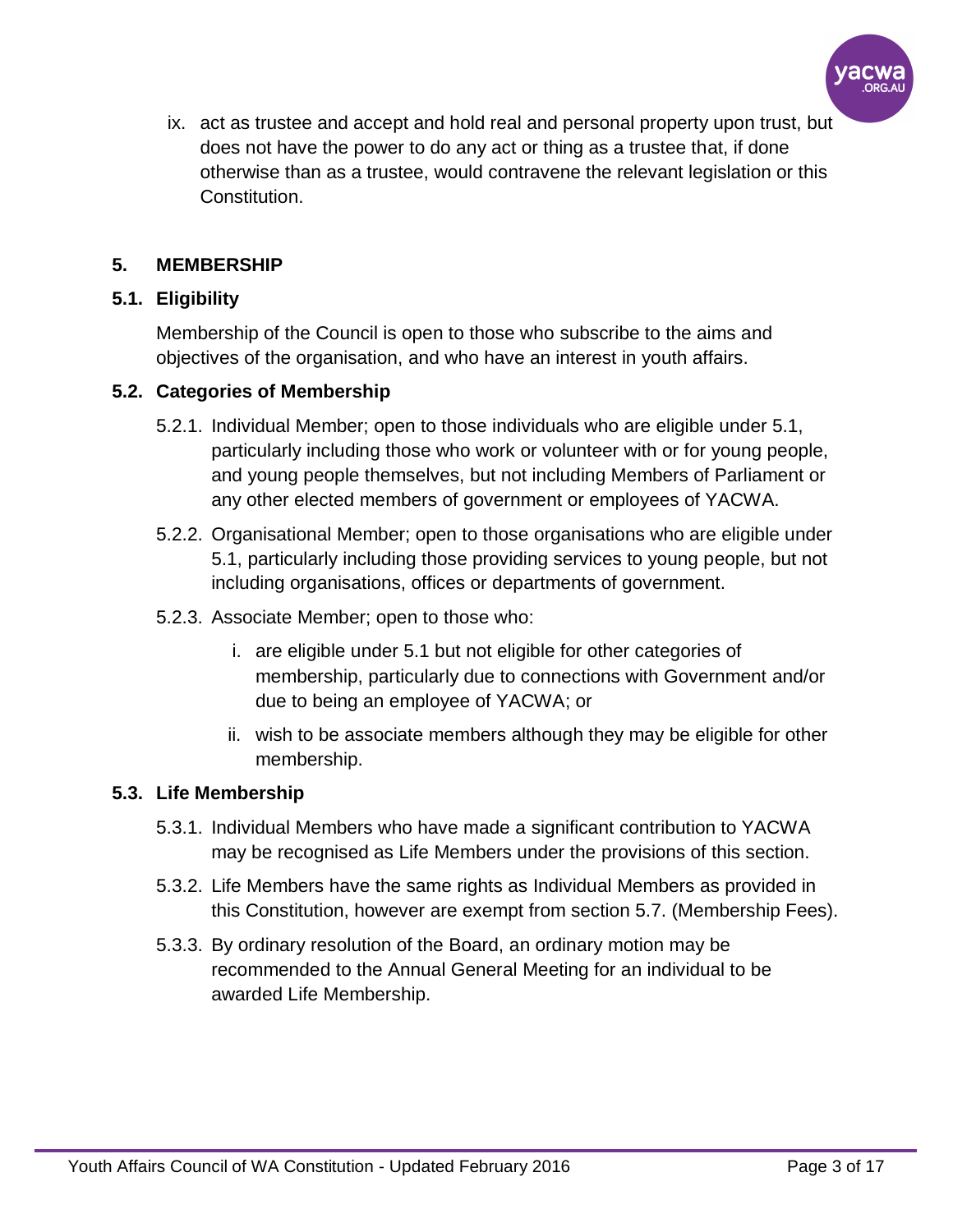ix. act as trustee and accept and hold real and personal property upon trust, but does not have the power to do any act or thing as a trustee that, if done otherwise than as a trustee, would contravene the relevant legislation or this Constitution.

## 5. MEMBERSHIP

### 5.1. Eligibility

Membership of the Council is open to those who subscribe to the aims and objectives of the organisation, and who have an interest in youth affairs.

### 5.2. Categories of Membership

5.2.1. Individual Member; open to those individuals who are eligible under 5.1, particularly including those who work or volunteer with or for young people, and young people themselves, but not including Members of Parliament or any other elected members of government or employees of YACWA.

5.2.2. Organisational Member; open to those organisations who are eligible under 5.1, particularly including those providing services to young people, but not including organisations, offices or departments of government.

5.2.3. Associate Member; open to those who:

i. are eligible under 5.1 but not eligible for other categories of membership, particularly due to connections with Government and/or due to being an employee of YACWA; or

ii. wish to be associate members although they may be eligible for other membership.

### 5.3. Life Membership

5.3.1. Individual Members who have made a significant contribution to YACWA may be recognised as Life Members under the provisions of this section.

5.3.2. Life Members have the same rights as Individual Members as provided in this Constitution, however are exempt from section 5.7. (Membership Fees).

5.3.3. By ordinary resolution of the Board, an ordinary motion may be recommended to the Annual General Meeting for an individual to be awarded Life Membership.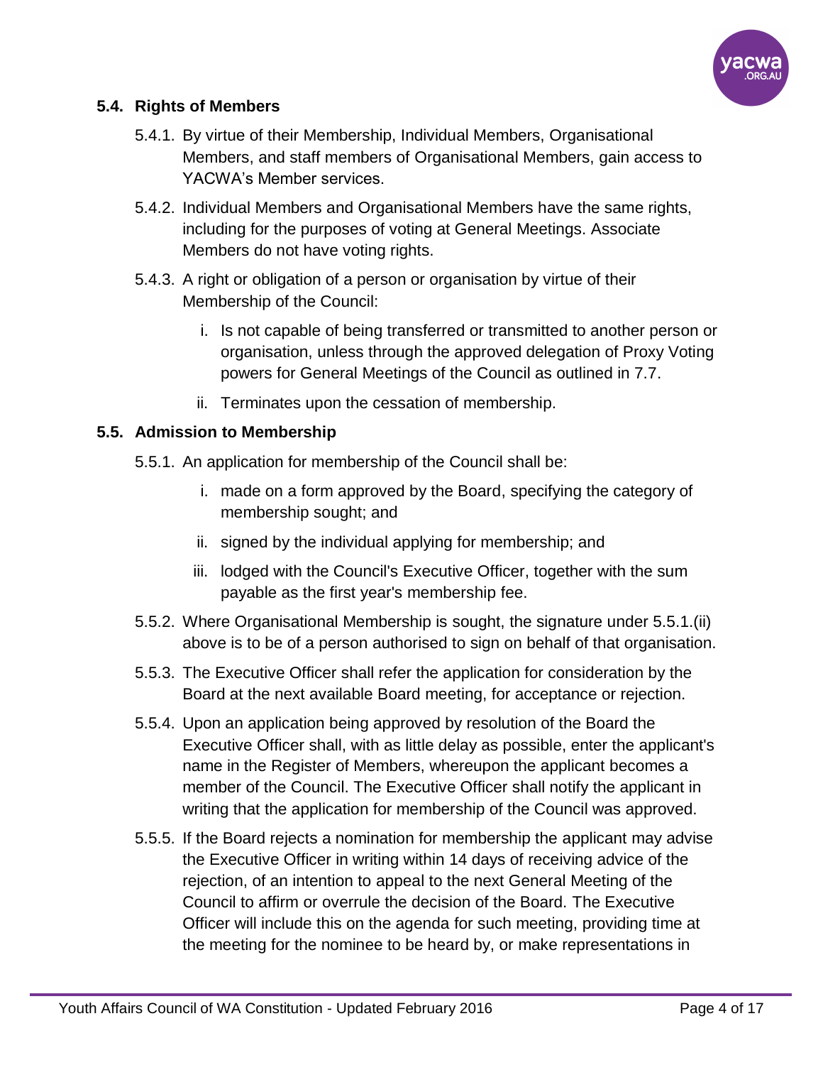### 5.4. Rights of Members

5.4.1. By virtue of their Membership, Individual Members, Organisational Members, and staff members of Organisational Members, gain access to YACWA's Member services.

5.4.2. Individual Members and Organisational Members have the same rights, including for the purposes of voting at General Meetings. Associate Members do not have voting rights.

5.4.3. A right or obligation of a person or organisation by virtue of their Membership of the Council:

  i. Is not capable of being transferred or transmitted to another person or organisation, unless through the approved delegation of Proxy Voting powers for General Meetings of the Council as outlined in 7.7.

  ii. Terminates upon the cessation of membership.

### 5.5. Admission to Membership

5.5.1. An application for membership of the Council shall be:

  i. made on a form approved by the Board, specifying the category of membership sought; and

  ii. signed by the individual applying for membership; and

  iii. lodged with the Council's Executive Officer, together with the sum payable as the first year's membership fee.

5.5.2. Where Organisational Membership is sought, the signature under 5.5.1.(ii) above is to be of a person authorised to sign on behalf of that organisation.

5.5.3. The Executive Officer shall refer the application for consideration by the Board at the next available Board meeting, for acceptance or rejection.

5.5.4. Upon an application being approved by resolution of the Board the Executive Officer shall, with as little delay as possible, enter the applicant's name in the Register of Members, whereupon the applicant becomes a member of the Council. The Executive Officer shall notify the applicant in writing that the application for membership of the Council was approved.

5.5.5. If the Board rejects a nomination for membership the applicant may advise the Executive Officer in writing within 14 days of receiving advice of the rejection, of an intention to appeal to the next General Meeting of the Council to affirm or overrule the decision of the Board. The Executive Officer will include this on the agenda for such meeting, providing time at the meeting for the nominee to be heard by, or make representations in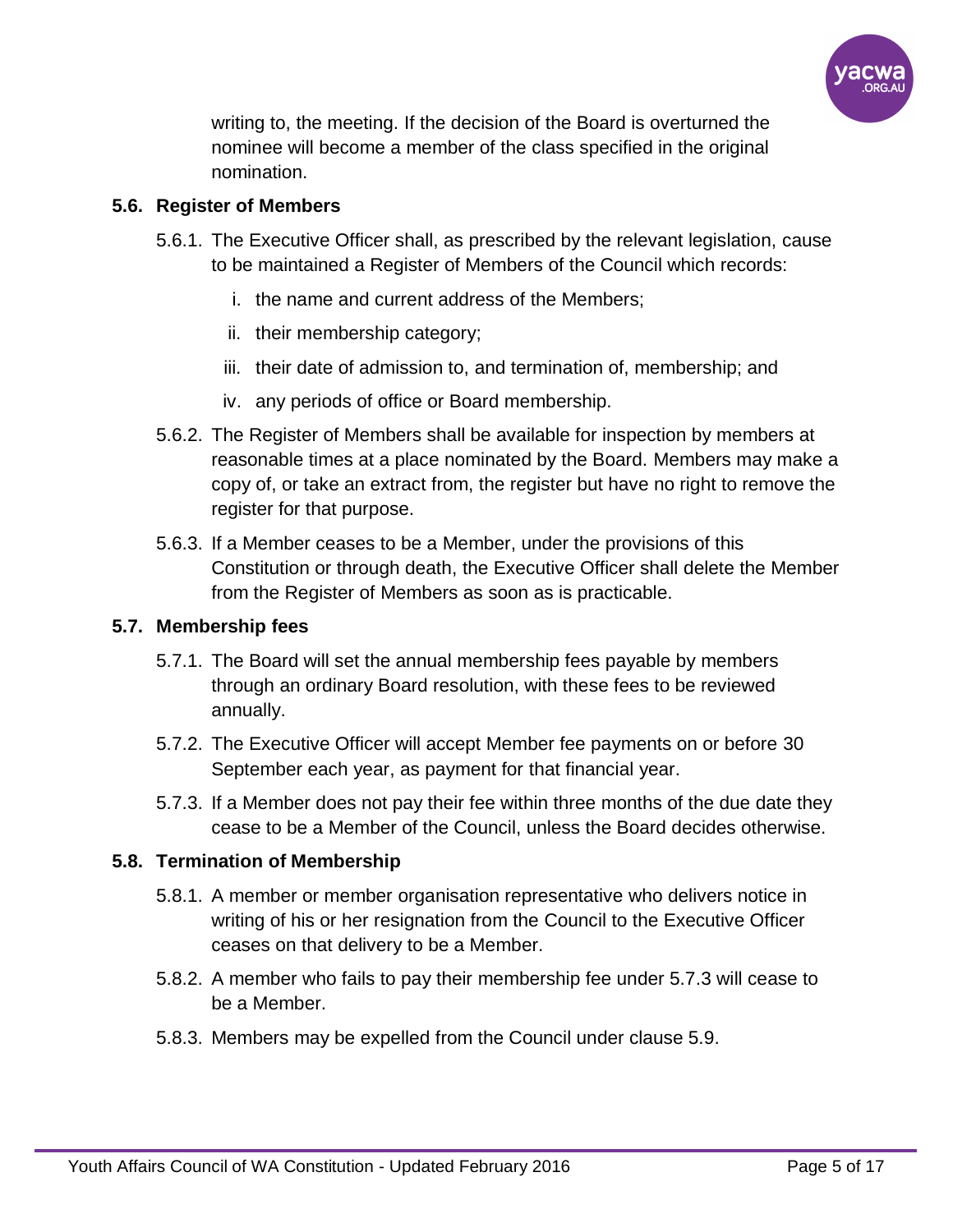writing to, the meeting. If the decision of the Board is overturned the nominee will become a member of the class specified in the original nomination.

### 5.6. Register of Members

5.6.1. The Executive Officer shall, as prescribed by the relevant legislation, cause to be maintained a Register of Members of the Council which records:

  i. the name and current address of the Members;

  ii. their membership category;

  iii. their date of admission to, and termination of, membership; and

  iv. any periods of office or Board membership.

5.6.2. The Register of Members shall be available for inspection by members at reasonable times at a place nominated by the Board. Members may make a copy of, or take an extract from, the register but have no right to remove the register for that purpose.

5.6.3. If a Member ceases to be a Member, under the provisions of this Constitution or through death, the Executive Officer shall delete the Member from the Register of Members as soon as is practicable.

### 5.7. Membership fees

5.7.1. The Board will set the annual membership fees payable by members through an ordinary Board resolution, with these fees to be reviewed annually.

5.7.2. The Executive Officer will accept Member fee payments on or before 30 September each year, as payment for that financial year.

5.7.3. If a Member does not pay their fee within three months of the due date they cease to be a Member of the Council, unless the Board decides otherwise.

### 5.8. Termination of Membership

5.8.1. A member or member organisation representative who delivers notice in writing of his or her resignation from the Council to the Executive Officer ceases on that delivery to be a Member.

5.8.2. A member who fails to pay their membership fee under 5.7.3 will cease to be a Member.

5.8.3. Members may be expelled from the Council under clause 5.9.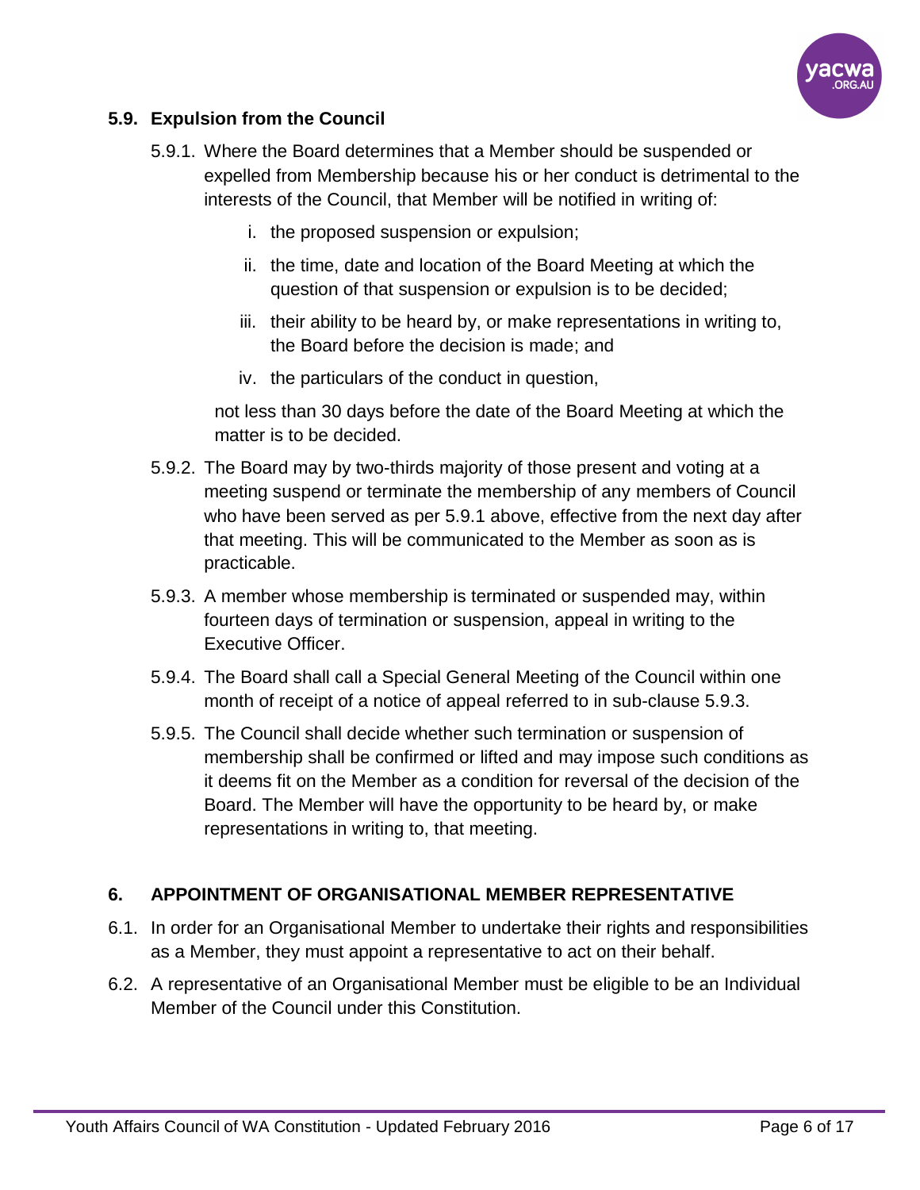### 5.9. Expulsion from the Council

5.9.1. Where the Board determines that a Member should be suspended or expelled from Membership because his or her conduct is detrimental to the interests of the Council, that Member will be notified in writing of:

i. the proposed suspension or expulsion;

ii. the time, date and location of the Board Meeting at which the question of that suspension or expulsion is to be decided;

iii. their ability to be heard by, or make representations in writing to, the Board before the decision is made; and

iv. the particulars of the conduct in question,

not less than 30 days before the date of the Board Meeting at which the matter is to be decided.

5.9.2. The Board may by two-thirds majority of those present and voting at a meeting suspend or terminate the membership of any members of Council who have been served as per 5.9.1 above, effective from the next day after that meeting. This will be communicated to the Member as soon as is practicable.

5.9.3. A member whose membership is terminated or suspended may, within fourteen days of termination or suspension, appeal in writing to the Executive Officer.

5.9.4. The Board shall call a Special General Meeting of the Council within one month of receipt of a notice of appeal referred to in sub-clause 5.9.3.

5.9.5. The Council shall decide whether such termination or suspension of membership shall be confirmed or lifted and may impose such conditions as it deems fit on the Member as a condition for reversal of the decision of the Board. The Member will have the opportunity to be heard by, or make representations in writing to, that meeting.

## 6. APPOINTMENT OF ORGANISATIONAL MEMBER REPRESENTATIVE

6.1. In order for an Organisational Member to undertake their rights and responsibilities as a Member, they must appoint a representative to act on their behalf.

6.2. A representative of an Organisational Member must be eligible to be an Individual Member of the Council under this Constitution.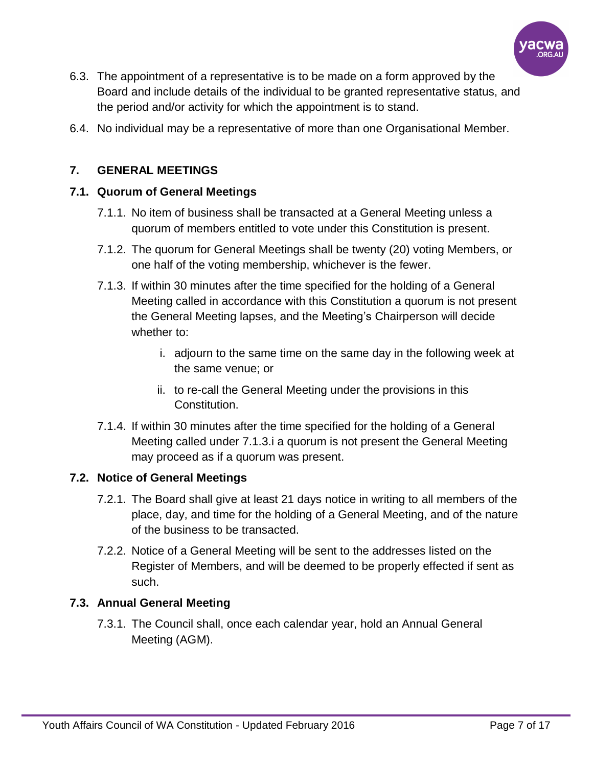6.3. The appointment of a representative is to be made on a form approved by the Board and include details of the individual to be granted representative status, and the period and/or activity for which the appointment is to stand.

6.4. No individual may be a representative of more than one Organisational Member.

## 7. GENERAL MEETINGS

### 7.1. Quorum of General Meetings

7.1.1. No item of business shall be transacted at a General Meeting unless a quorum of members entitled to vote under this Constitution is present.

7.1.2. The quorum for General Meetings shall be twenty (20) voting Members, or one half of the voting membership, whichever is the fewer.

7.1.3. If within 30 minutes after the time specified for the holding of a General Meeting called in accordance with this Constitution a quorum is not present the General Meeting lapses, and the Meeting's Chairperson will decide whether to:

i. adjourn to the same time on the same day in the following week at the same venue; or

ii. to re-call the General Meeting under the provisions in this Constitution.

7.1.4. If within 30 minutes after the time specified for the holding of a General Meeting called under 7.1.3.i a quorum is not present the General Meeting may proceed as if a quorum was present.

### 7.2. Notice of General Meetings

7.2.1. The Board shall give at least 21 days notice in writing to all members of the place, day, and time for the holding of a General Meeting, and of the nature of the business to be transacted.

7.2.2. Notice of a General Meeting will be sent to the addresses listed on the Register of Members, and will be deemed to be properly effected if sent as such.

### 7.3. Annual General Meeting

7.3.1. The Council shall, once each calendar year, hold an Annual General Meeting (AGM).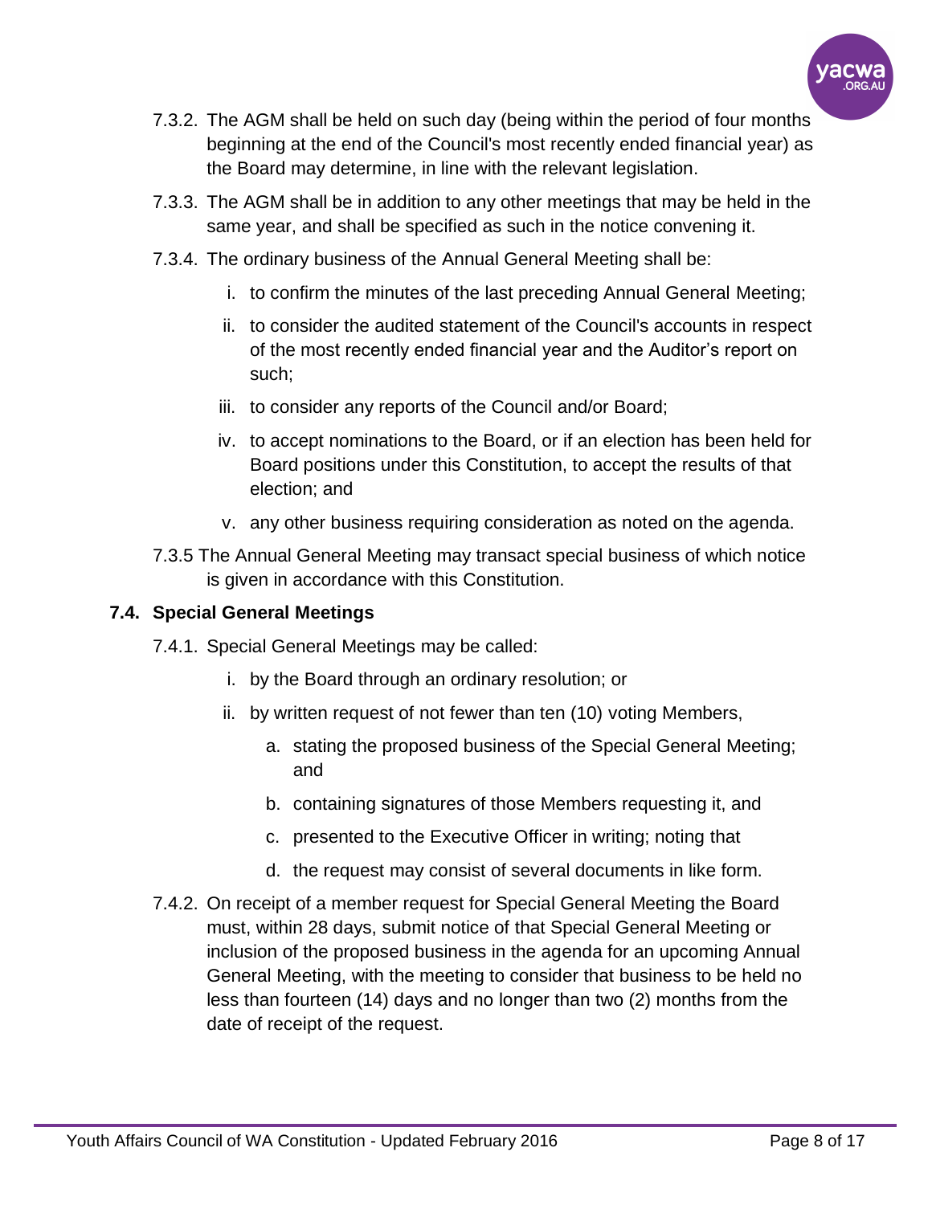7.3.2. The AGM shall be held on such day (being within the period of four months beginning at the end of the Council's most recently ended financial year) as the Board may determine, in line with the relevant legislation.

7.3.3. The AGM shall be in addition to any other meetings that may be held in the same year, and shall be specified as such in the notice convening it.

7.3.4. The ordinary business of the Annual General Meeting shall be:

i. to confirm the minutes of the last preceding Annual General Meeting;

ii. to consider the audited statement of the Council's accounts in respect of the most recently ended financial year and the Auditor's report on such;

iii. to consider any reports of the Council and/or Board;

iv. to accept nominations to the Board, or if an election has been held for Board positions under this Constitution, to accept the results of that election; and

v. any other business requiring consideration as noted on the agenda.

7.3.5 The Annual General Meeting may transact special business of which notice is given in accordance with this Constitution.

### 7.4. Special General Meetings

7.4.1. Special General Meetings may be called:

i. by the Board through an ordinary resolution; or

ii. by written request of not fewer than ten (10) voting Members,

a. stating the proposed business of the Special General Meeting; and

b. containing signatures of those Members requesting it, and

c. presented to the Executive Officer in writing; noting that

d. the request may consist of several documents in like form.

7.4.2. On receipt of a member request for Special General Meeting the Board must, within 28 days, submit notice of that Special General Meeting or inclusion of the proposed business in the agenda for an upcoming Annual General Meeting, with the meeting to consider that business to be held no less than fourteen (14) days and no longer than two (2) months from the date of receipt of the request.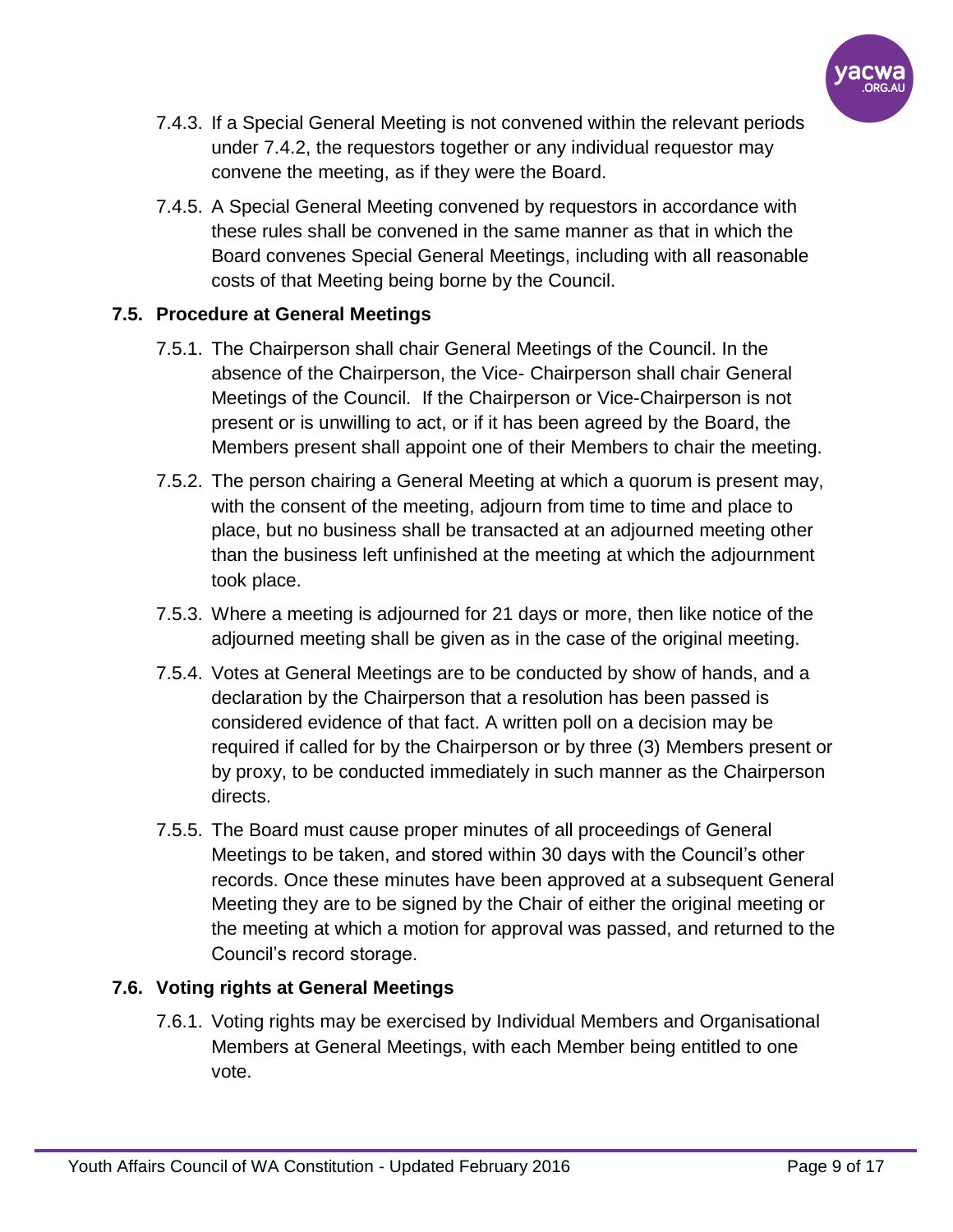7.4.3. If a Special General Meeting is not convened within the relevant periods under 7.4.2, the requestors together or any individual requestor may convene the meeting, as if they were the Board.

7.4.5. A Special General Meeting convened by requestors in accordance with these rules shall be convened in the same manner as that in which the Board convenes Special General Meetings, including with all reasonable costs of that Meeting being borne by the Council.

### 7.5. Procedure at General Meetings

7.5.1. The Chairperson shall chair General Meetings of the Council. In the absence of the Chairperson, the Vice- Chairperson shall chair General Meetings of the Council. If the Chairperson or Vice-Chairperson is not present or is unwilling to act, or if it has been agreed by the Board, the Members present shall appoint one of their Members to chair the meeting.

7.5.2. The person chairing a General Meeting at which a quorum is present may, with the consent of the meeting, adjourn from time to time and place to place, but no business shall be transacted at an adjourned meeting other than the business left unfinished at the meeting at which the adjournment took place.

7.5.3. Where a meeting is adjourned for 21 days or more, then like notice of the adjourned meeting shall be given as in the case of the original meeting.

7.5.4. Votes at General Meetings are to be conducted by show of hands, and a declaration by the Chairperson that a resolution has been passed is considered evidence of that fact. A written poll on a decision may be required if called for by the Chairperson or by three (3) Members present or by proxy, to be conducted immediately in such manner as the Chairperson directs.

7.5.5. The Board must cause proper minutes of all proceedings of General Meetings to be taken, and stored within 30 days with the Council's other records. Once these minutes have been approved at a subsequent General Meeting they are to be signed by the Chair of either the original meeting or the meeting at which a motion for approval was passed, and returned to the Council's record storage.

### 7.6. Voting rights at General Meetings

7.6.1. Voting rights may be exercised by Individual Members and Organisational Members at General Meetings, with each Member being entitled to one vote.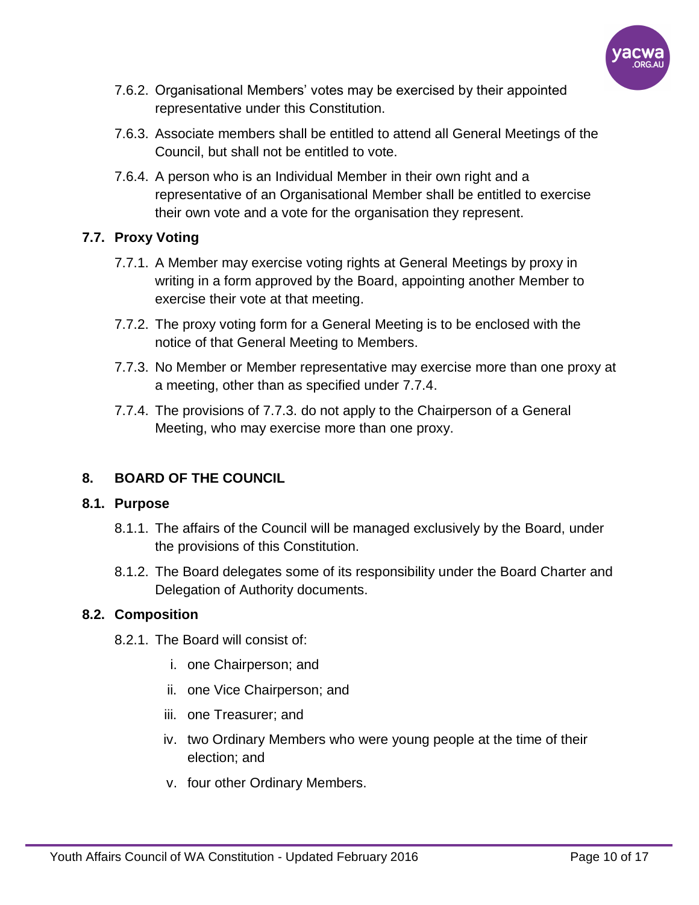7.6.2. Organisational Members' votes may be exercised by their appointed representative under this Constitution.

7.6.3. Associate members shall be entitled to attend all General Meetings of the Council, but shall not be entitled to vote.

7.6.4. A person who is an Individual Member in their own right and a representative of an Organisational Member shall be entitled to exercise their own vote and a vote for the organisation they represent.

### 7.7. Proxy Voting

7.7.1. A Member may exercise voting rights at General Meetings by proxy in writing in a form approved by the Board, appointing another Member to exercise their vote at that meeting.

7.7.2. The proxy voting form for a General Meeting is to be enclosed with the notice of that General Meeting to Members.

7.7.3. No Member or Member representative may exercise more than one proxy at a meeting, other than as specified under 7.7.4.

7.7.4. The provisions of 7.7.3. do not apply to the Chairperson of a General Meeting, who may exercise more than one proxy.

## 8. BOARD OF THE COUNCIL

### 8.1. Purpose

8.1.1. The affairs of the Council will be managed exclusively by the Board, under the provisions of this Constitution.

8.1.2. The Board delegates some of its responsibility under the Board Charter and Delegation of Authority documents.

### 8.2. Composition

8.2.1. The Board will consist of:

i. one Chairperson; and

ii. one Vice Chairperson; and

iii. one Treasurer; and

iv. two Ordinary Members who were young people at the time of their election; and

v. four other Ordinary Members.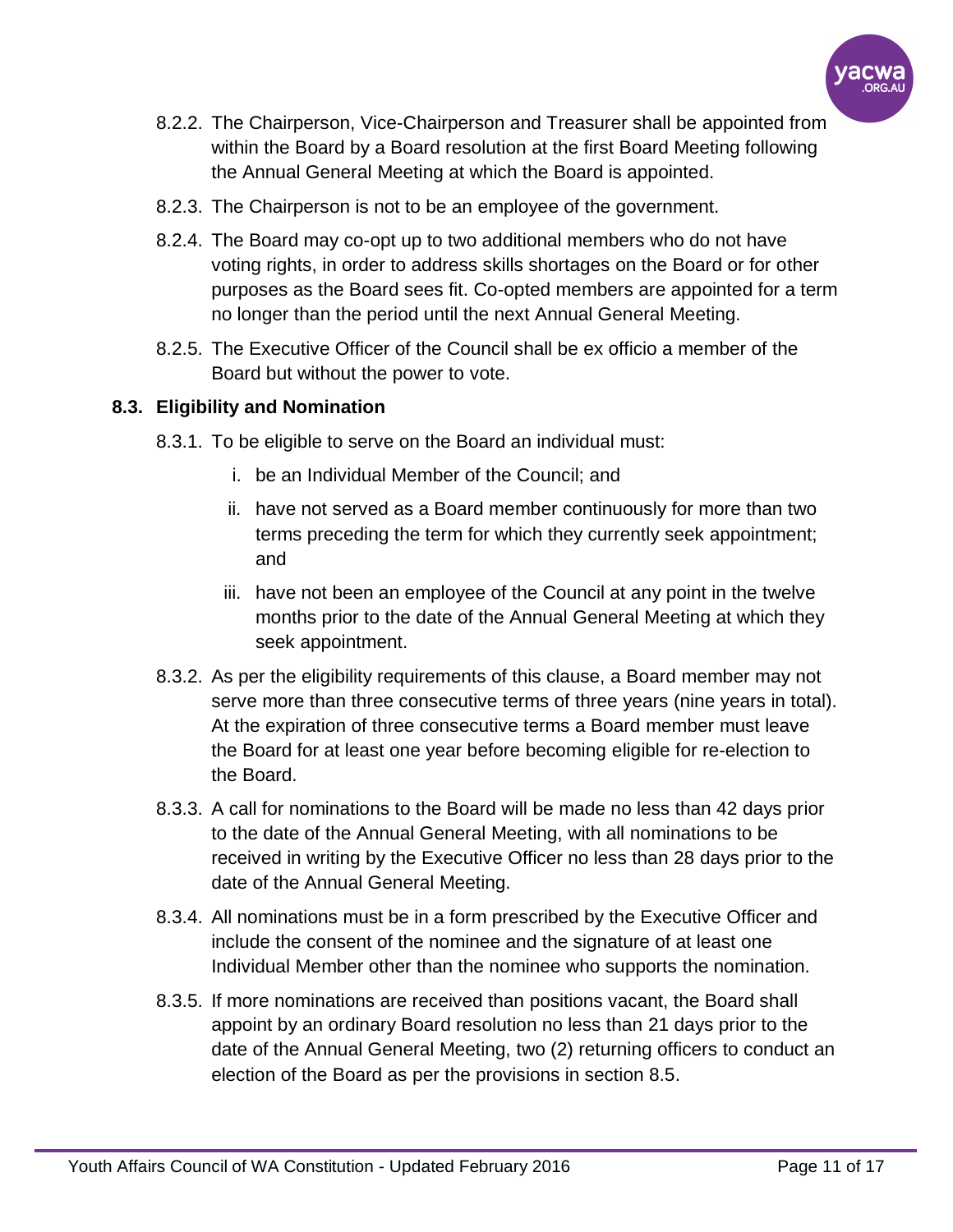8.2.2. The Chairperson, Vice-Chairperson and Treasurer shall be appointed from within the Board by a Board resolution at the first Board Meeting following the Annual General Meeting at which the Board is appointed.

8.2.3. The Chairperson is not to be an employee of the government.

8.2.4. The Board may co-opt up to two additional members who do not have voting rights, in order to address skills shortages on the Board or for other purposes as the Board sees fit. Co-opted members are appointed for a term no longer than the period until the next Annual General Meeting.

8.2.5. The Executive Officer of the Council shall be ex officio a member of the Board but without the power to vote.

### 8.3. Eligibility and Nomination

8.3.1. To be eligible to serve on the Board an individual must:

i. be an Individual Member of the Council; and

ii. have not served as a Board member continuously for more than two terms preceding the term for which they currently seek appointment; and

iii. have not been an employee of the Council at any point in the twelve months prior to the date of the Annual General Meeting at which they seek appointment.

8.3.2. As per the eligibility requirements of this clause, a Board member may not serve more than three consecutive terms of three years (nine years in total). At the expiration of three consecutive terms a Board member must leave the Board for at least one year before becoming eligible for re-election to the Board.

8.3.3. A call for nominations to the Board will be made no less than 42 days prior to the date of the Annual General Meeting, with all nominations to be received in writing by the Executive Officer no less than 28 days prior to the date of the Annual General Meeting.

8.3.4. All nominations must be in a form prescribed by the Executive Officer and include the consent of the nominee and the signature of at least one Individual Member other than the nominee who supports the nomination.

8.3.5. If more nominations are received than positions vacant, the Board shall appoint by an ordinary Board resolution no less than 21 days prior to the date of the Annual General Meeting, two (2) returning officers to conduct an election of the Board as per the provisions in section 8.5.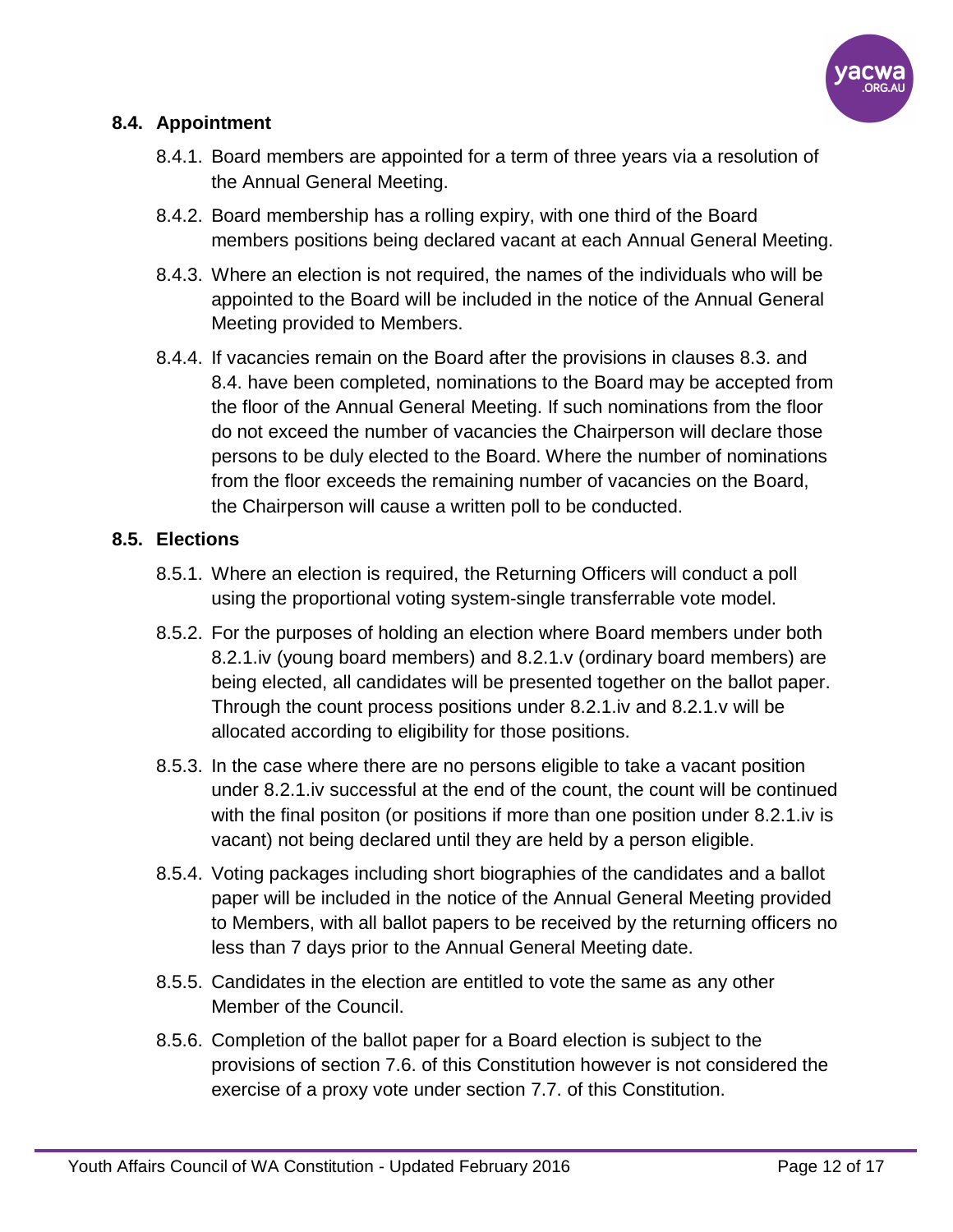### 8.4. Appointment

8.4.1. Board members are appointed for a term of three years via a resolution of the Annual General Meeting.

8.4.2. Board membership has a rolling expiry, with one third of the Board members positions being declared vacant at each Annual General Meeting.

8.4.3. Where an election is not required, the names of the individuals who will be appointed to the Board will be included in the notice of the Annual General Meeting provided to Members.

8.4.4. If vacancies remain on the Board after the provisions in clauses 8.3. and 8.4. have been completed, nominations to the Board may be accepted from the floor of the Annual General Meeting. If such nominations from the floor do not exceed the number of vacancies the Chairperson will declare those persons to be duly elected to the Board. Where the number of nominations from the floor exceeds the remaining number of vacancies on the Board, the Chairperson will cause a written poll to be conducted.

### 8.5. Elections

8.5.1. Where an election is required, the Returning Officers will conduct a poll using the proportional voting system-single transferrable vote model.

8.5.2. For the purposes of holding an election where Board members under both 8.2.1.iv (young board members) and 8.2.1.v (ordinary board members) are being elected, all candidates will be presented together on the ballot paper. Through the count process positions under 8.2.1.iv and 8.2.1.v will be allocated according to eligibility for those positions.

8.5.3. In the case where there are no persons eligible to take a vacant position under 8.2.1.iv successful at the end of the count, the count will be continued with the final positon (or positions if more than one position under 8.2.1.iv is vacant) not being declared until they are held by a person eligible.

8.5.4. Voting packages including short biographies of the candidates and a ballot paper will be included in the notice of the Annual General Meeting provided to Members, with all ballot papers to be received by the returning officers no less than 7 days prior to the Annual General Meeting date.

8.5.5. Candidates in the election are entitled to vote the same as any other Member of the Council.

8.5.6. Completion of the ballot paper for a Board election is subject to the provisions of section 7.6. of this Constitution however is not considered the exercise of a proxy vote under section 7.7. of this Constitution.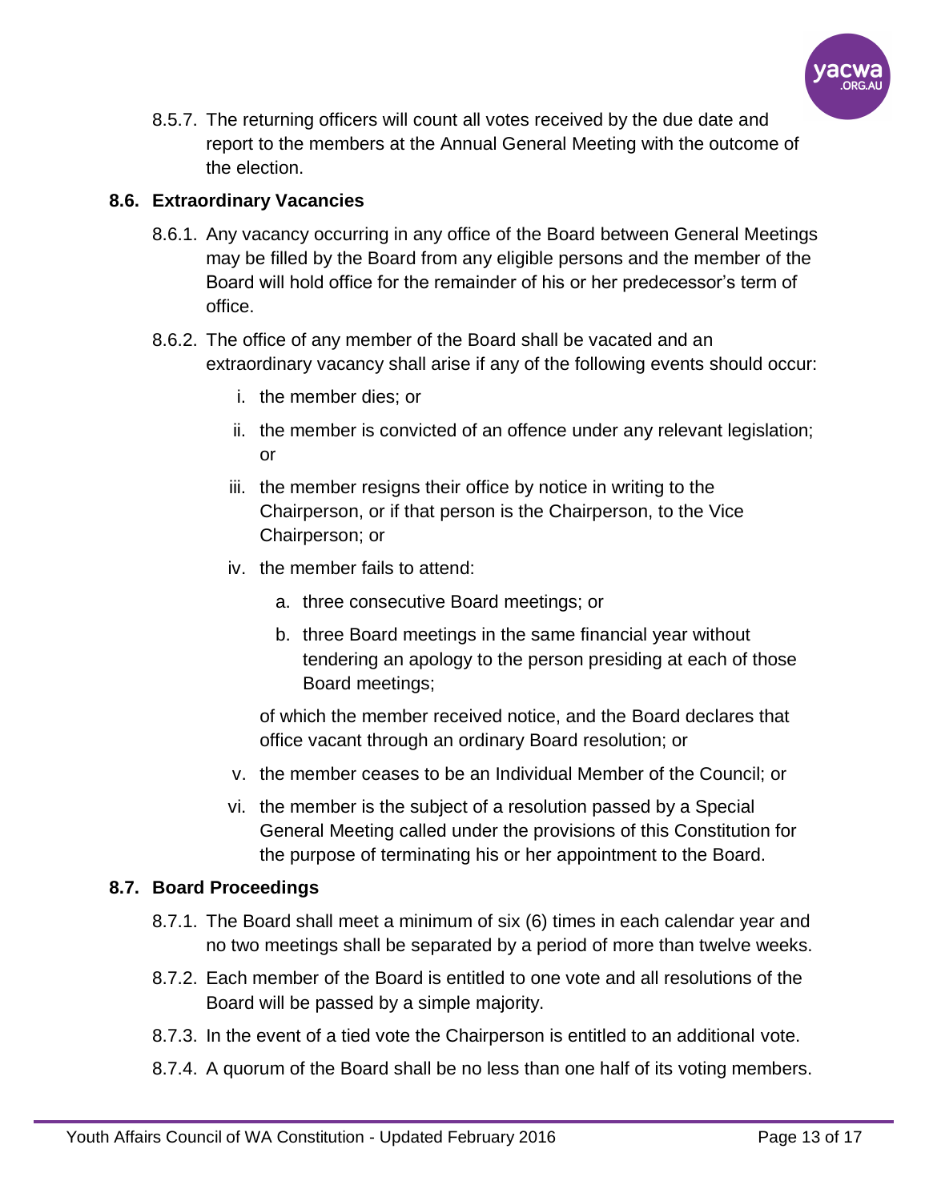8.5.7. The returning officers will count all votes received by the due date and report to the members at the Annual General Meeting with the outcome of the election.

### 8.6. Extraordinary Vacancies

8.6.1. Any vacancy occurring in any office of the Board between General Meetings may be filled by the Board from any eligible persons and the member of the Board will hold office for the remainder of his or her predecessor's term of office.

8.6.2. The office of any member of the Board shall be vacated and an extraordinary vacancy shall arise if any of the following events should occur:

i. the member dies; or

ii. the member is convicted of an offence under any relevant legislation; or

iii. the member resigns their office by notice in writing to the Chairperson, or if that person is the Chairperson, to the Vice Chairperson; or

iv. the member fails to attend:

a. three consecutive Board meetings; or

b. three Board meetings in the same financial year without tendering an apology to the person presiding at each of those Board meetings;

of which the member received notice, and the Board declares that office vacant through an ordinary Board resolution; or

v. the member ceases to be an Individual Member of the Council; or

vi. the member is the subject of a resolution passed by a Special General Meeting called under the provisions of this Constitution for the purpose of terminating his or her appointment to the Board.

### 8.7. Board Proceedings

8.7.1. The Board shall meet a minimum of six (6) times in each calendar year and no two meetings shall be separated by a period of more than twelve weeks.

8.7.2. Each member of the Board is entitled to one vote and all resolutions of the Board will be passed by a simple majority.

8.7.3. In the event of a tied vote the Chairperson is entitled to an additional vote.

8.7.4. A quorum of the Board shall be no less than one half of its voting members.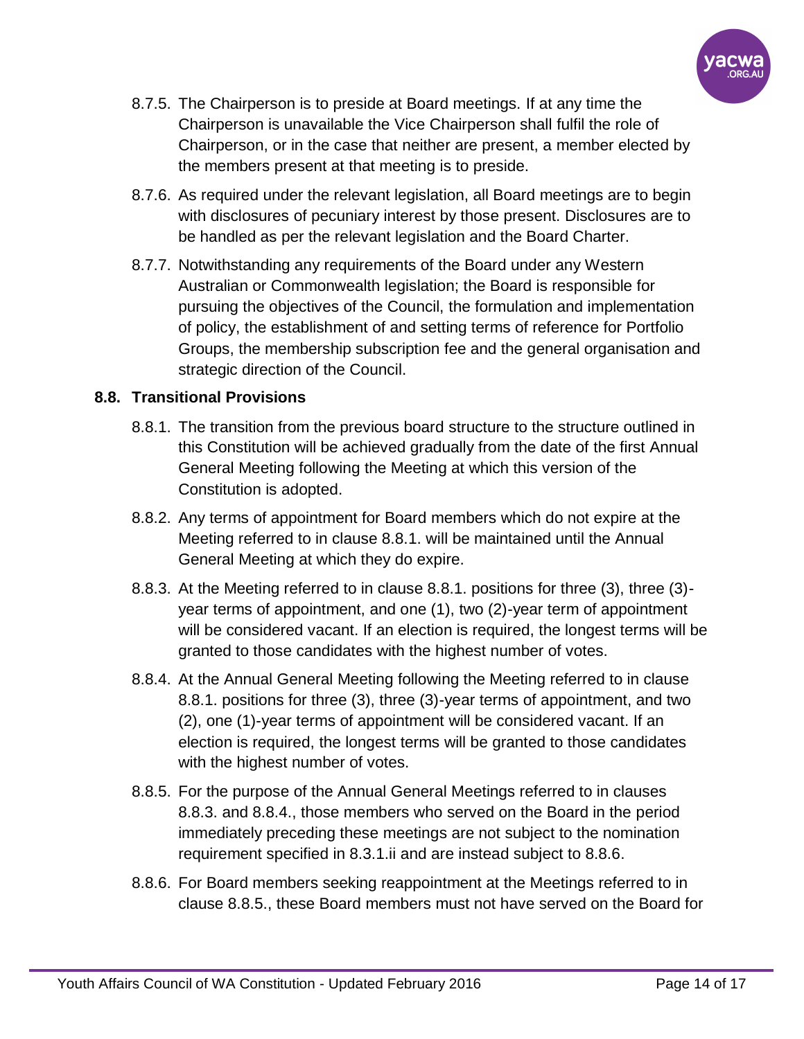8.7.5. The Chairperson is to preside at Board meetings. If at any time the Chairperson is unavailable the Vice Chairperson shall fulfil the role of Chairperson, or in the case that neither are present, a member elected by the members present at that meeting is to preside.

8.7.6. As required under the relevant legislation, all Board meetings are to begin with disclosures of pecuniary interest by those present. Disclosures are to be handled as per the relevant legislation and the Board Charter.

8.7.7. Notwithstanding any requirements of the Board under any Western Australian or Commonwealth legislation; the Board is responsible for pursuing the objectives of the Council, the formulation and implementation of policy, the establishment of and setting terms of reference for Portfolio Groups, the membership subscription fee and the general organisation and strategic direction of the Council.

### 8.8. Transitional Provisions

8.8.1. The transition from the previous board structure to the structure outlined in this Constitution will be achieved gradually from the date of the first Annual General Meeting following the Meeting at which this version of the Constitution is adopted.

8.8.2. Any terms of appointment for Board members which do not expire at the Meeting referred to in clause 8.8.1. will be maintained until the Annual General Meeting at which they do expire.

8.8.3. At the Meeting referred to in clause 8.8.1. positions for three (3), three (3)-year terms of appointment, and one (1), two (2)-year term of appointment will be considered vacant. If an election is required, the longest terms will be granted to those candidates with the highest number of votes.

8.8.4. At the Annual General Meeting following the Meeting referred to in clause 8.8.1. positions for three (3), three (3)-year terms of appointment, and two (2), one (1)-year terms of appointment will be considered vacant. If an election is required, the longest terms will be granted to those candidates with the highest number of votes.

8.8.5. For the purpose of the Annual General Meetings referred to in clauses 8.8.3. and 8.8.4., those members who served on the Board in the period immediately preceding these meetings are not subject to the nomination requirement specified in 8.3.1.ii and are instead subject to 8.8.6.

8.8.6. For Board members seeking reappointment at the Meetings referred to in clause 8.8.5., these Board members must not have served on the Board for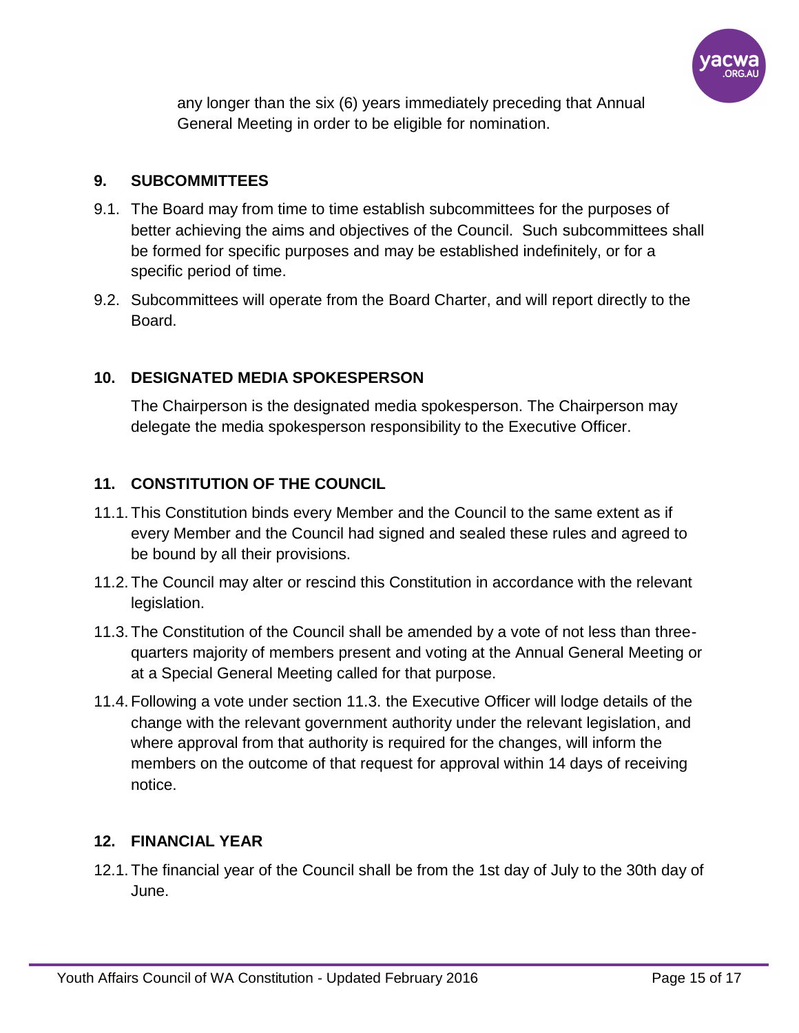any longer than the six (6) years immediately preceding that Annual General Meeting in order to be eligible for nomination.

## 9. SUBCOMMITTEES

9.1. The Board may from time to time establish subcommittees for the purposes of better achieving the aims and objectives of the Council. Such subcommittees shall be formed for specific purposes and may be established indefinitely, or for a specific period of time.

9.2. Subcommittees will operate from the Board Charter, and will report directly to the Board.

## 10. DESIGNATED MEDIA SPOKESPERSON

The Chairperson is the designated media spokesperson. The Chairperson may delegate the media spokesperson responsibility to the Executive Officer.

## 11. CONSTITUTION OF THE COUNCIL

11.1. This Constitution binds every Member and the Council to the same extent as if every Member and the Council had signed and sealed these rules and agreed to be bound by all their provisions.

11.2. The Council may alter or rescind this Constitution in accordance with the relevant legislation.

11.3. The Constitution of the Council shall be amended by a vote of not less than three-quarters majority of members present and voting at the Annual General Meeting or at a Special General Meeting called for that purpose.

11.4. Following a vote under section 11.3. the Executive Officer will lodge details of the change with the relevant government authority under the relevant legislation, and where approval from that authority is required for the changes, will inform the members on the outcome of that request for approval within 14 days of receiving notice.

## 12. FINANCIAL YEAR

12.1. The financial year of the Council shall be from the 1st day of July to the 30th day of June.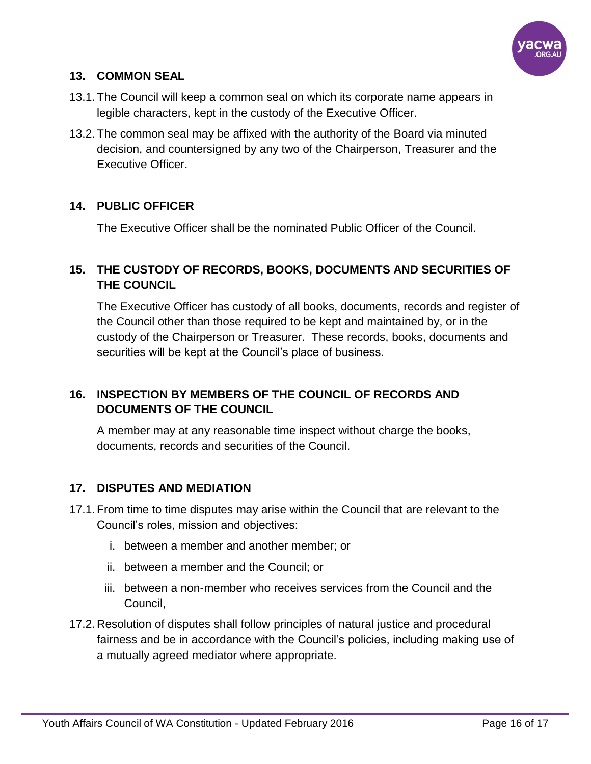## 13. COMMON SEAL

13.1. The Council will keep a common seal on which its corporate name appears in legible characters, kept in the custody of the Executive Officer.

13.2. The common seal may be affixed with the authority of the Board via minuted decision, and countersigned by any two of the Chairperson, Treasurer and the Executive Officer.

## 14. PUBLIC OFFICER

The Executive Officer shall be the nominated Public Officer of the Council.

## 15. THE CUSTODY OF RECORDS, BOOKS, DOCUMENTS AND SECURITIES OF THE COUNCIL

The Executive Officer has custody of all books, documents, records and register of the Council other than those required to be kept and maintained by, or in the custody of the Chairperson or Treasurer. These records, books, documents and securities will be kept at the Council's place of business.

## 16. INSPECTION BY MEMBERS OF THE COUNCIL OF RECORDS AND DOCUMENTS OF THE COUNCIL

A member may at any reasonable time inspect without charge the books, documents, records and securities of the Council.

## 17. DISPUTES AND MEDIATION

17.1. From time to time disputes may arise within the Council that are relevant to the Council's roles, mission and objectives:

i. between a member and another member; or

ii. between a member and the Council; or

iii. between a non-member who receives services from the Council and the Council,

17.2. Resolution of disputes shall follow principles of natural justice and procedural fairness and be in accordance with the Council's policies, including making use of a mutually agreed mediator where appropriate.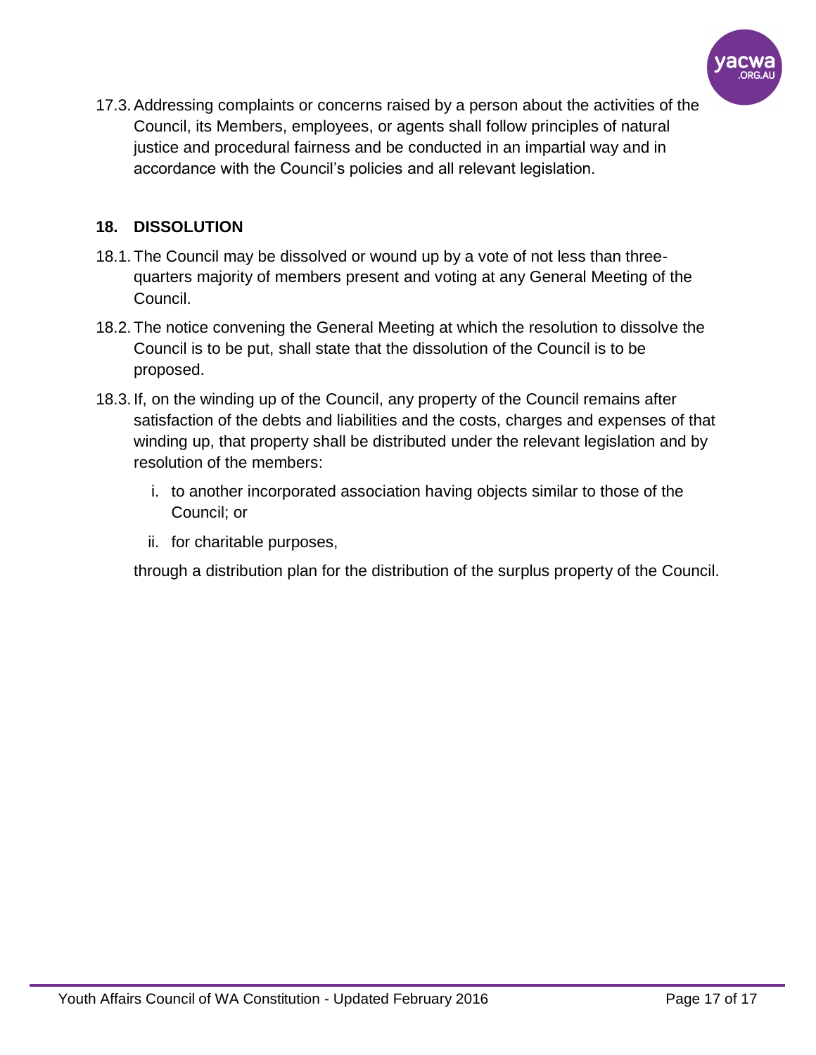17.3. Addressing complaints or concerns raised by a person about the activities of the Council, its Members, employees, or agents shall follow principles of natural justice and procedural fairness and be conducted in an impartial way and in accordance with the Council's policies and all relevant legislation.

## 18. DISSOLUTION

18.1. The Council may be dissolved or wound up by a vote of not less than three-quarters majority of members present and voting at any General Meeting of the Council.

18.2. The notice convening the General Meeting at which the resolution to dissolve the Council is to be put, shall state that the dissolution of the Council is to be proposed.

18.3. If, on the winding up of the Council, any property of the Council remains after satisfaction of the debts and liabilities and the costs, charges and expenses of that winding up, that property shall be distributed under the relevant legislation and by resolution of the members:

i. to another incorporated association having objects similar to those of the Council; or

ii. for charitable purposes,

through a distribution plan for the distribution of the surplus property of the Council.